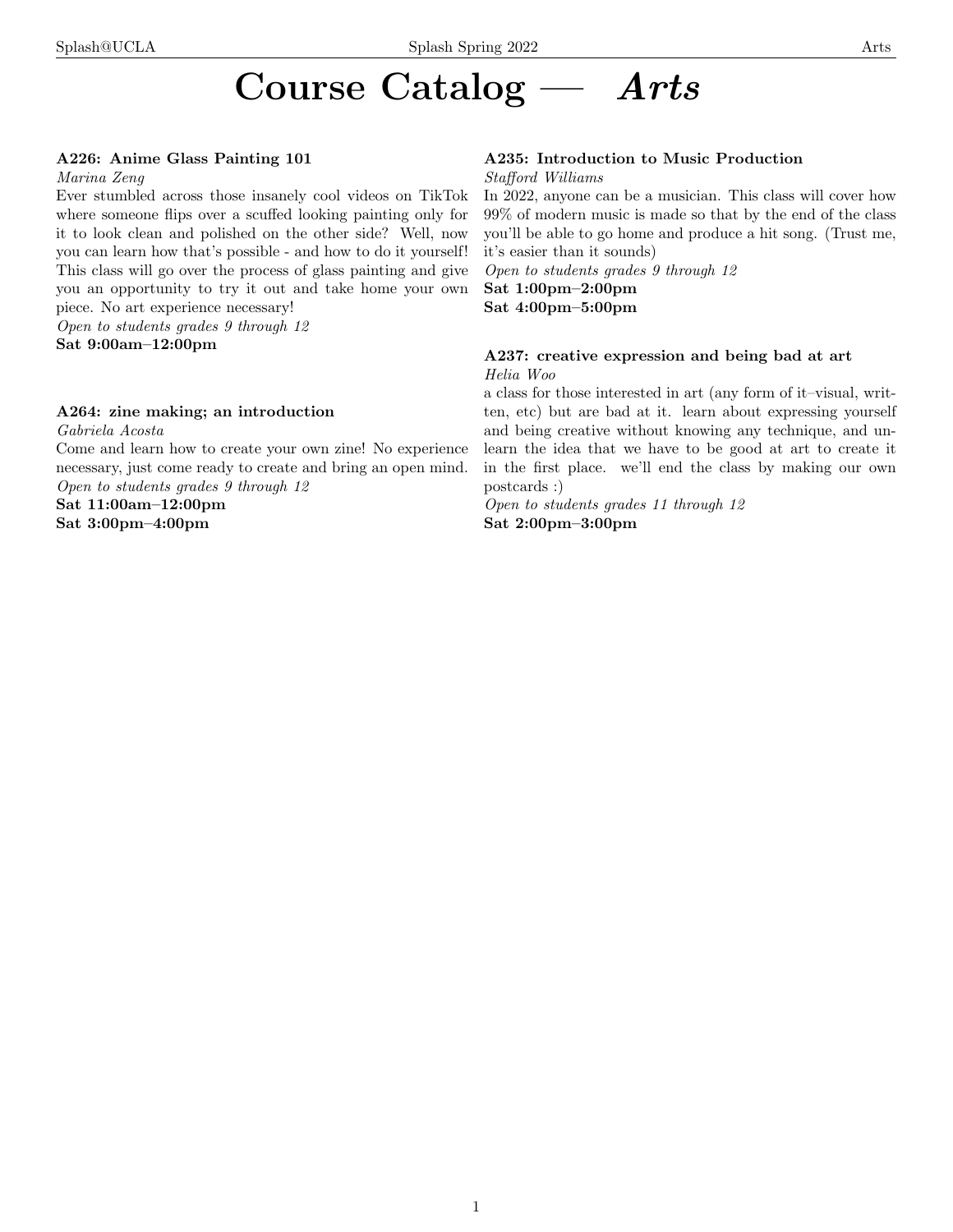# Course Catalog — *Arts*

### A226: Anime Glass Painting 101

*Marina Zeng*

Ever stumbled across those insanely cool videos on TikTok where someone flips over a scuffed looking painting only for it to look clean and polished on the other side? Well, now you can learn how that's possible - and how to do it yourself! This class will go over the process of glass painting and give you an opportunity to try it out and take home your own piece. No art experience necessary!

*Open to students grades 9 through 12*

**Sat 9:00am–12:00pm**

### A264: zine making; an introduction

*Gabriela Acosta*

Come and learn how to create your own zine! No experience necessary, just come ready to create and bring an open mind.

*Open to students grades 9 through 12*

**Sat 11:00am–12:00pm**
**Sat 3:00pm–4:00pm**

### A235: Introduction to Music Production

*Stafford Williams*

In 2022, anyone can be a musician. This class will cover how 99% of modern music is made so that by the end of the class you'll be able to go home and produce a hit song. (Trust me, it's easier than it sounds)

*Open to students grades 9 through 12*

**Sat 1:00pm–2:00pm**
**Sat 4:00pm–5:00pm**

### A237: creative expression and being bad at art

*Helia Woo*

a class for those interested in art (any form of it–visual, written, etc) but are bad at it. learn about expressing yourself and being creative without knowing any technique, and unlearn the idea that we have to be good at art to create it in the first place. we'll end the class by making our own postcards :)

*Open to students grades 11 through 12*

**Sat 2:00pm–3:00pm**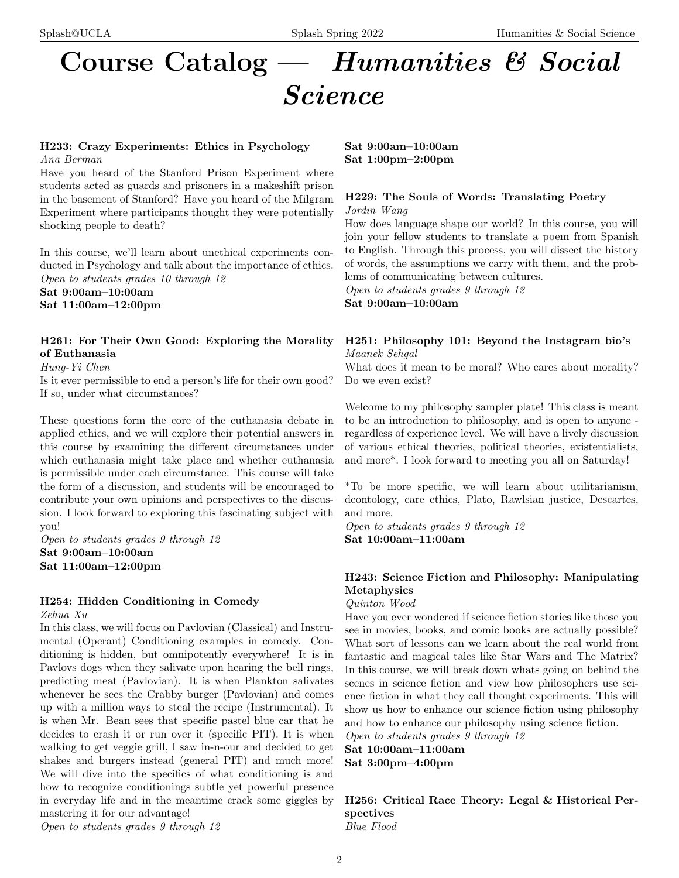# Course Catalog — *Humanities & Social Science*

**H233: Crazy Experiments: Ethics in Psychology**
*Ana Berman*

Have you heard of the Stanford Prison Experiment where students acted as guards and prisoners in a makeshift prison in the basement of Stanford? Have you heard of the Milgram Experiment where participants thought they were potentially shocking people to death?

In this course, we'll learn about unethical experiments conducted in Psychology and talk about the importance of ethics.

*Open to students grades 10 through 12*
**Sat 9:00am–10:00am**
**Sat 11:00am–12:00pm**

**H261: For Their Own Good: Exploring the Morality of Euthanasia**
*Hung-Yi Chen*

Is it ever permissible to end a person's life for their own good? If so, under what circumstances?

These questions form the core of the euthanasia debate in applied ethics, and we will explore their potential answers in this course by examining the different circumstances under which euthanasia might take place and whether euthanasia is permissible under each circumstance. This course will take the form of a discussion, and students will be encouraged to contribute your own opinions and perspectives to the discussion. I look forward to exploring this fascinating subject with you!

*Open to students grades 9 through 12*
**Sat 9:00am–10:00am**
**Sat 11:00am–12:00pm**

**H254: Hidden Conditioning in Comedy**
*Zehua Xu*

In this class, we will focus on Pavlovian (Classical) and Instrumental (Operant) Conditioning examples in comedy. Conditioning is hidden, but omnipotently everywhere! It is in Pavlovs dogs when they salivate upon hearing the bell rings, predicting meat (Pavlovian). It is when Plankton salivates whenever he sees the Crabby burger (Pavlovian) and comes up with a million ways to steal the recipe (Instrumental). It is when Mr. Bean sees that specific pastel blue car that he decides to crash it or run over it (specific PIT). It is when walking to get veggie grill, I saw in-n-our and decided to get shakes and burgers instead (general PIT) and much more! We will dive into the specifics of what conditioning is and how to recognize conditionings subtle yet powerful presence in everyday life and in the meantime crack some giggles by mastering it for our advantage!

*Open to students grades 9 through 12*
**Sat 9:00am–10:00am**
**Sat 1:00pm–2:00pm**

**H229: The Souls of Words: Translating Poetry**
*Jordin Wang*

How does language shape our world? In this course, you will join your fellow students to translate a poem from Spanish to English. Through this process, you will dissect the history of words, the assumptions we carry with them, and the problems of communicating between cultures.

*Open to students grades 9 through 12*
**Sat 9:00am–10:00am**

**H251: Philosophy 101: Beyond the Instagram bio's**
*Maanek Sehgal*

What does it mean to be moral? Who cares about morality? Do we even exist?

Welcome to my philosophy sampler plate! This class is meant to be an introduction to philosophy, and is open to anyone - regardless of experience level. We will have a lively discussion of various ethical theories, political theories, existentialists, and more*. I look forward to meeting you all on Saturday!

*To be more specific, we will learn about utilitarianism, deontology, care ethics, Plato, Rawlsian justice, Descartes, and more.

*Open to students grades 9 through 12*
**Sat 10:00am–11:00am**

**H243: Science Fiction and Philosophy: Manipulating Metaphysics**
*Quinton Wood*

Have you ever wondered if science fiction stories like those you see in movies, books, and comic books are actually possible? What sort of lessons can we learn about the real world from fantastic and magical tales like Star Wars and The Matrix? In this course, we will break down whats going on behind the scenes in science fiction and view how philosophers use science fiction in what they call thought experiments. This will show us how to enhance our science fiction using philosophy and how to enhance our philosophy using science fiction.

*Open to students grades 9 through 12*
**Sat 10:00am–11:00am**
**Sat 3:00pm–4:00pm**

**H256: Critical Race Theory: Legal & Historical Perspectives**
*Blue Flood*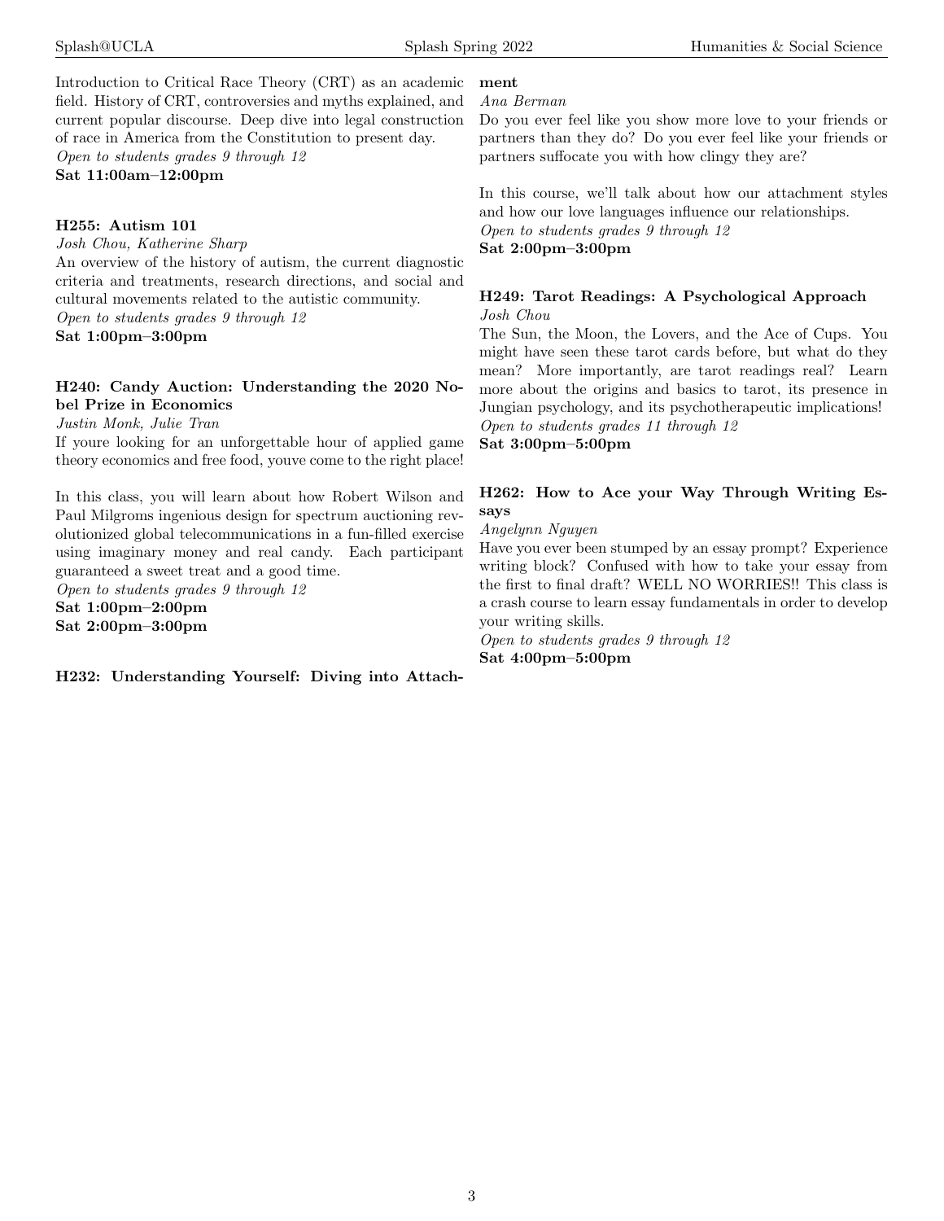Introduction to Critical Race Theory (CRT) as an academic field. History of CRT, controversies and myths explained, and current popular discourse. Deep dive into legal construction of race in America from the Constitution to present day.
*Open to students grades 9 through 12*
**Sat 11:00am–12:00pm**

### H255: Autism 101

*Josh Chou, Katherine Sharp*

An overview of the history of autism, the current diagnostic criteria and treatments, research directions, and social and cultural movements related to the autistic community.
*Open to students grades 9 through 12*
**Sat 1:00pm–3:00pm**

### H240: Candy Auction: Understanding the 2020 Nobel Prize in Economics

*Justin Monk, Julie Tran*

If youre looking for an unforgettable hour of applied game theory economics and free food, youve come to the right place!

In this class, you will learn about how Robert Wilson and Paul Milgroms ingenious design for spectrum auctioning revolutionized global telecommunications in a fun-filled exercise using imaginary money and real candy. Each participant guaranteed a sweet treat and a good time.
*Open to students grades 9 through 12*
**Sat 1:00pm–2:00pm**
**Sat 2:00pm–3:00pm**

### H232: Understanding Yourself: Diving into Attachment

*Ana Berman*

Do you ever feel like you show more love to your friends or partners than they do? Do you ever feel like your friends or partners suffocate you with how clingy they are?

In this course, we'll talk about how our attachment styles and how our love languages influence our relationships.
*Open to students grades 9 through 12*
**Sat 2:00pm–3:00pm**

### H249: Tarot Readings: A Psychological Approach

*Josh Chou*

The Sun, the Moon, the Lovers, and the Ace of Cups. You might have seen these tarot cards before, but what do they mean? More importantly, are tarot readings real? Learn more about the origins and basics to tarot, its presence in Jungian psychology, and its psychotherapeutic implications!
*Open to students grades 11 through 12*
**Sat 3:00pm–5:00pm**

### H262: How to Ace your Way Through Writing Essays

*Angelynn Nguyen*

Have you ever been stumped by an essay prompt? Experience writing block? Confused with how to take your essay from the first to final draft? WELL NO WORRIES!! This class is a crash course to learn essay fundamentals in order to develop your writing skills.
*Open to students grades 9 through 12*
**Sat 4:00pm–5:00pm**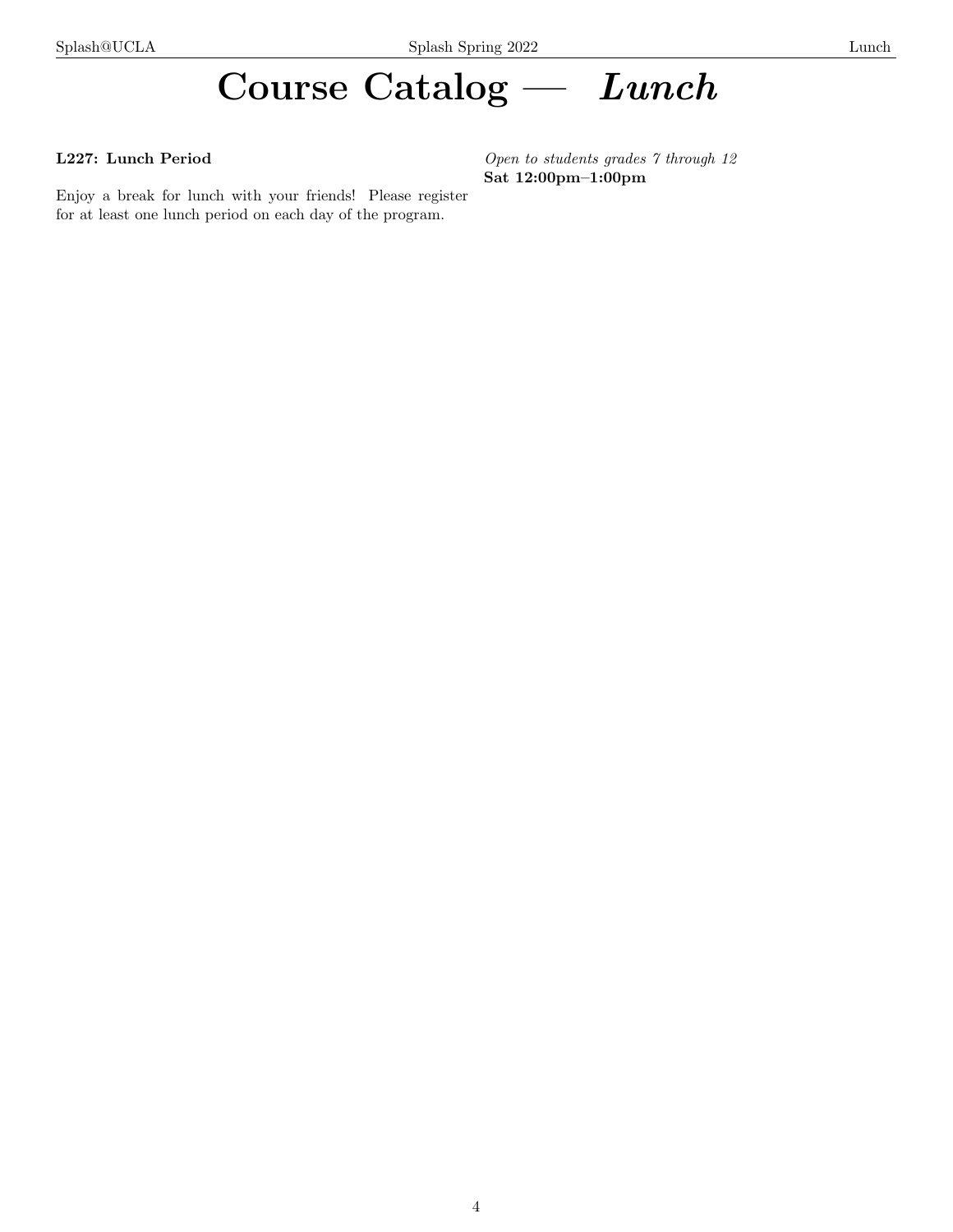# Course Catalog — *Lunch*

**L227: Lunch Period**

*Open to students grades 7 through 12*
**Sat 12:00pm–1:00pm**

Enjoy a break for lunch with your friends! Please register for at least one lunch period on each day of the program.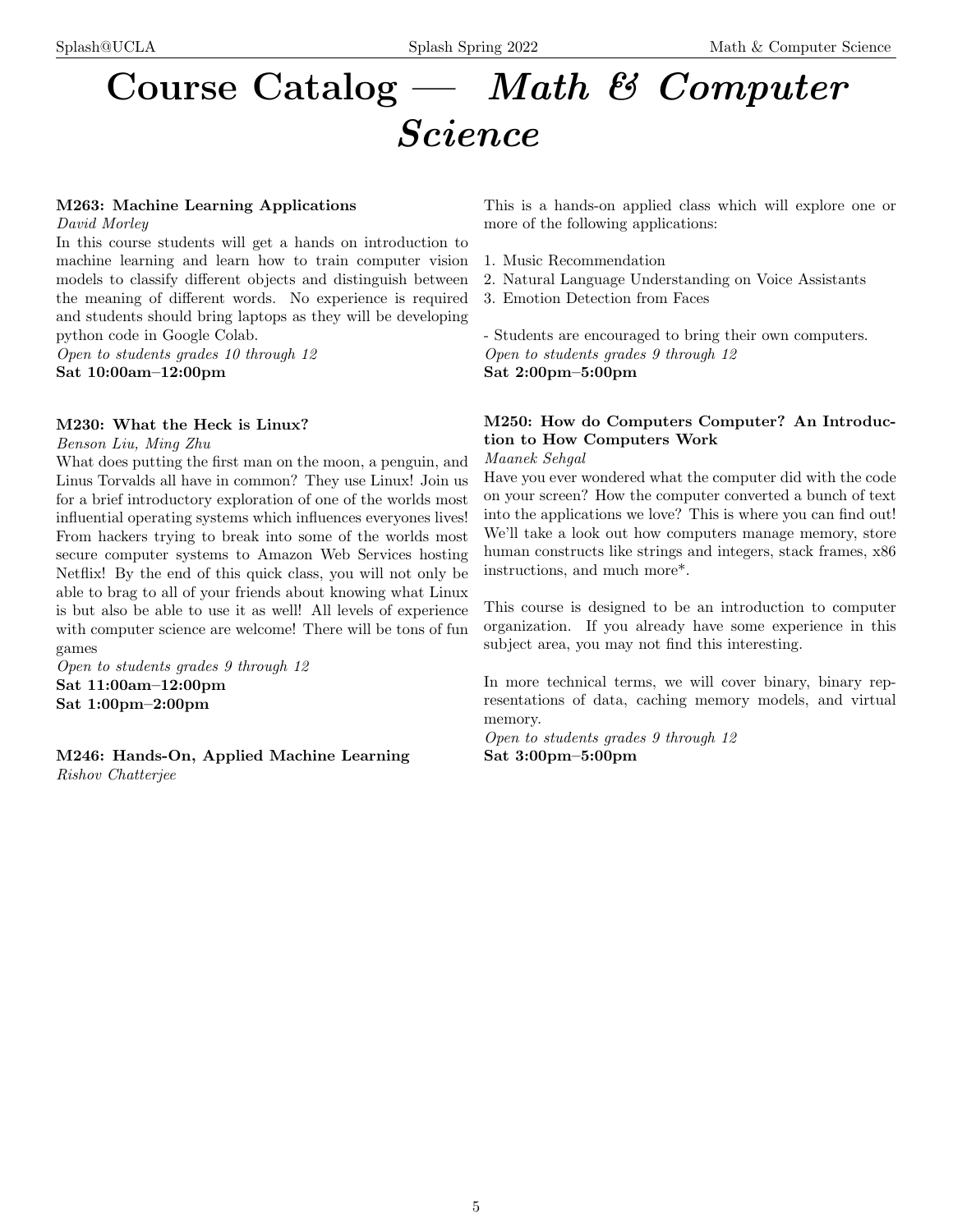# Course Catalog — *Math & Computer Science*

**M263: Machine Learning Applications**
*David Morley*
In this course students will get a hands on introduction to machine learning and learn how to train computer vision models to classify different objects and distinguish between the meaning of different words. No experience is required and students should bring laptops as they will be developing python code in Google Colab.
*Open to students grades 10 through 12*
**Sat 10:00am–12:00pm**

**M230: What the Heck is Linux?**
*Benson Liu, Ming Zhu*
What does putting the first man on the moon, a penguin, and Linus Torvalds all have in common? They use Linux! Join us for a brief introductory exploration of one of the worlds most influential operating systems which influences everyones lives! From hackers trying to break into some of the worlds most secure computer systems to Amazon Web Services hosting Netflix! By the end of this quick class, you will not only be able to brag to all of your friends about knowing what Linux is but also be able to use it as well! All levels of experience with computer science are welcome! There will be tons of fun games
*Open to students grades 9 through 12*
**Sat 11:00am–12:00pm**
**Sat 1:00pm–2:00pm**

**M246: Hands-On, Applied Machine Learning**
*Rishov Chatterjee*
This is a hands-on applied class which will explore one or more of the following applications:

1. Music Recommendation
2. Natural Language Understanding on Voice Assistants
3. Emotion Detection from Faces

- Students are encouraged to bring their own computers.

*Open to students grades 9 through 12*
**Sat 2:00pm–5:00pm**

**M250: How do Computers Computer? An Introduction to How Computers Work**
*Maanek Sehgal*
Have you ever wondered what the computer did with the code on your screen? How the computer converted a bunch of text into the applications we love? This is where you can find out! We'll take a look out how computers manage memory, store human constructs like strings and integers, stack frames, x86 instructions, and much more*.

This course is designed to be an introduction to computer organization. If you already have some experience in this subject area, you may not find this interesting.

In more technical terms, we will cover binary, binary representations of data, caching memory models, and virtual memory.
*Open to students grades 9 through 12*
**Sat 3:00pm–5:00pm**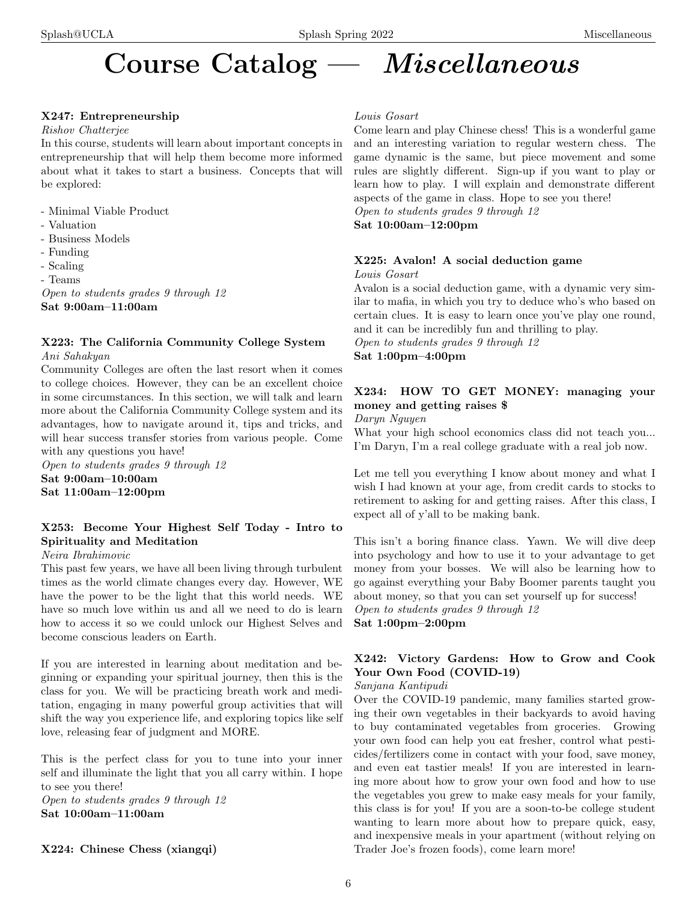// Course Catalog — *Miscellaneous*

**X247: Entrepreneurship**

*Rishov Chatterjee*

In this course, students will learn about important concepts in entrepreneurship that will help them become more informed about what it takes to start a business. Concepts that will be explored:

- Minimal Viable Product
- Valuation
- Business Models
- Funding
- Scaling
- Teams

*Open to students grades 9 through 12*

**Sat 9:00am–11:00am**

**X223: The California Community College System**

*Ani Sahakyan*

Community Colleges are often the last resort when it comes to college choices. However, they can be an excellent choice in some circumstances. In this section, we will talk and learn more about the California Community College system and its advantages, how to navigate around it, tips and tricks, and will hear success transfer stories from various people. Come with any questions you have!

*Open to students grades 9 through 12*

**Sat 9:00am–10:00am**
**Sat 11:00am–12:00pm**

**X253: Become Your Highest Self Today - Intro to Spirituality and Meditation**

*Neira Ibrahimovic*

This past few years, we have all been living through turbulent times as the world climate changes every day. However, WE have the power to be the light that this world needs. WE have so much love within us and all we need to do is learn how to access it so we could unlock our Highest Selves and become conscious leaders on Earth.

If you are interested in learning about meditation and beginning or expanding your spiritual journey, then this is the class for you. We will be practicing breath work and meditation, engaging in many powerful group activities that will shift the way you experience life, and exploring topics like self love, releasing fear of judgment and MORE.

This is the perfect class for you to tune into your inner self and illuminate the light that you all carry within. I hope to see you there!

*Open to students grades 9 through 12*

**Sat 10:00am–11:00am**

**X224: Chinese Chess (xiangqi)**

*Louis Gosart*

Come learn and play Chinese chess! This is a wonderful game and an interesting variation to regular western chess. The game dynamic is the same, but piece movement and some rules are slightly different. Sign-up if you want to play or learn how to play. I will explain and demonstrate different aspects of the game in class. Hope to see you there!

*Open to students grades 9 through 12*

**Sat 10:00am–12:00pm**

**X225: Avalon! A social deduction game**

*Louis Gosart*

Avalon is a social deduction game, with a dynamic very similar to mafia, in which you try to deduce who's who based on certain clues. It is easy to learn once you've play one round, and it can be incredibly fun and thrilling to play.

*Open to students grades 9 through 12*

**Sat 1:00pm–4:00pm**

**X234: HOW TO GET MONEY: managing your money and getting raises $**

*Daryn Nguyen*

What your high school economics class did not teach you... I'm Daryn, I'm a real college graduate with a real job now.

Let me tell you everything I know about money and what I wish I had known at your age, from credit cards to stocks to retirement to asking for and getting raises. After this class, I expect all of y'all to be making bank.

This isn't a boring finance class. Yawn. We will dive deep into psychology and how to use it to your advantage to get money from your bosses. We will also be learning how to go against everything your Baby Boomer parents taught you about money, so that you can set yourself up for success!

*Open to students grades 9 through 12*

**Sat 1:00pm–2:00pm**

**X242: Victory Gardens: How to Grow and Cook Your Own Food (COVID-19)**

*Sanjana Kantipudi*

Over the COVID-19 pandemic, many families started growing their own vegetables in their backyards to avoid having to buy contaminated vegetables from groceries. Growing your own food can help you eat fresher, control what pesticides/fertilizers come in contact with your food, save money, and even eat tastier meals! If you are interested in learning more about how to grow your own food and how to use the vegetables you grew to make easy meals for your family, this class is for you! If you are a soon-to-be college student wanting to learn more about how to prepare quick, easy, and inexpensive meals in your apartment (without relying on Trader Joe's frozen foods), come learn more!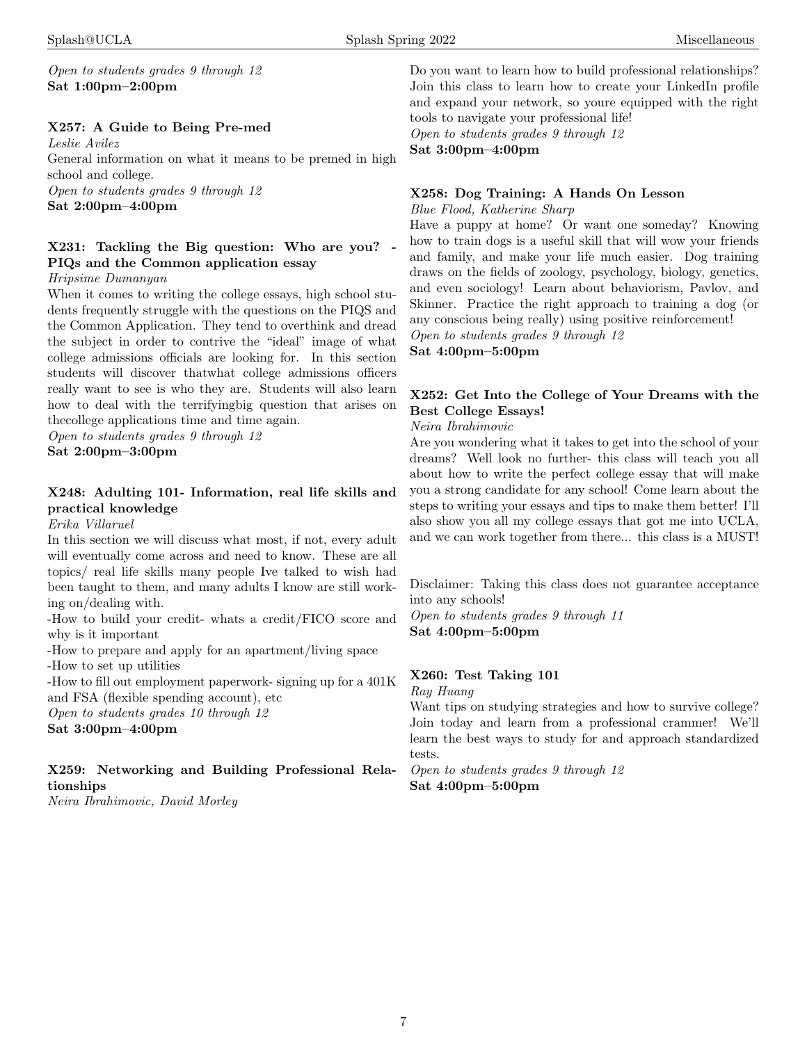*Open to students grades 9 through 12*
**Sat 1:00pm–2:00pm**

### X257: A Guide to Being Pre-med

*Leslie Avilez*

General information on what it means to be premed in high school and college.

*Open to students grades 9 through 12*
**Sat 2:00pm–4:00pm**

### X231: Tackling the Big question: Who are you? - PIQs and the Common application essay

*Hripsime Dumanyan*

When it comes to writing the college essays, high school students frequently struggle with the questions on the PIQS and the Common Application. They tend to overthink and dread the subject in order to contrive the "ideal" image of what college admissions officials are looking for. In this section students will discover thatwhat college admissions officers really want to see is who they are. Students will also learn how to deal with the terrifyingbig question that arises on thecollege applications time and time again.

*Open to students grades 9 through 12*
**Sat 2:00pm–3:00pm**

### X248: Adulting 101- Information, real life skills and practical knowledge

*Erika Villaruel*

In this section we will discuss what most, if not, every adult will eventually come across and need to know. These are all topics/ real life skills many people Ive talked to wish had been taught to them, and many adults I know are still working on/dealing with.

-How to build your credit- whats a credit/FICO score and why is it important
-How to prepare and apply for an apartment/living space
-How to set up utilities
-How to fill out employment paperwork- signing up for a 401K and FSA (flexible spending account), etc

*Open to students grades 10 through 12*
**Sat 3:00pm–4:00pm**

### X259: Networking and Building Professional Relationships

*Neira Ibrahimovic, David Morley*

Do you want to learn how to build professional relationships? Join this class to learn how to create your LinkedIn profile and expand your network, so youre equipped with the right tools to navigate your professional life!

*Open to students grades 9 through 12*
**Sat 3:00pm–4:00pm**

### X258: Dog Training: A Hands On Lesson

*Blue Flood, Katherine Sharp*

Have a puppy at home? Or want one someday? Knowing how to train dogs is a useful skill that will wow your friends and family, and make your life much easier. Dog training draws on the fields of zoology, psychology, biology, genetics, and even sociology! Learn about behaviorism, Pavlov, and Skinner. Practice the right approach to training a dog (or any conscious being really) using positive reinforcement!

*Open to students grades 9 through 12*
**Sat 4:00pm–5:00pm**

### X252: Get Into the College of Your Dreams with the Best College Essays!

*Neira Ibrahimovic*

Are you wondering what it takes to get into the school of your dreams? Well look no further- this class will teach you all about how to write the perfect college essay that will make you a strong candidate for any school! Come learn about the steps to writing your essays and tips to make them better! I'll also show you all my college essays that got me into UCLA, and we can work together from there... this class is a MUST!

Disclaimer: Taking this class does not guarantee acceptance into any schools!

*Open to students grades 9 through 11*
**Sat 4:00pm–5:00pm**

### X260: Test Taking 101

*Ray Huang*

Want tips on studying strategies and how to survive college? Join today and learn from a professional crammer! We'll learn the best ways to study for and approach standardized tests.

*Open to students grades 9 through 12*
**Sat 4:00pm–5:00pm**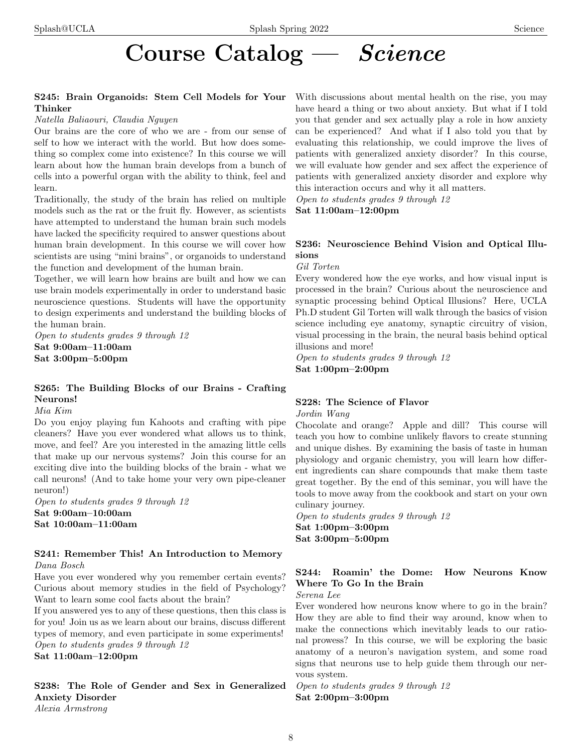# Course Catalog — *Science*

### S245: Brain Organoids: Stem Cell Models for Your Thinker

*Natella Baliaouri, Claudia Nguyen*

Our brains are the core of who we are - from our sense of self to how we interact with the world. But how does something so complex come into existence? In this course we will learn about how the human brain develops from a bunch of cells into a powerful organ with the ability to think, feel and learn.

Traditionally, the study of the brain has relied on multiple models such as the rat or the fruit fly. However, as scientists have attempted to understand the human brain such models have lacked the specificity required to answer questions about human brain development. In this course we will cover how scientists are using "mini brains", or organoids to understand the function and development of the human brain.

Together, we will learn how brains are built and how we can use brain models experimentally in order to understand basic neuroscience questions. Students will have the opportunity to design experiments and understand the building blocks of the human brain.

*Open to students grades 9 through 12*

**Sat 9:00am–11:00am**
**Sat 3:00pm–5:00pm**

### S265: The Building Blocks of our Brains - Crafting Neurons!

*Mia Kim*

Do you enjoy playing fun Kahoots and crafting with pipe cleaners? Have you ever wondered what allows us to think, move, and feel? Are you interested in the amazing little cells that make up our nervous systems? Join this course for an exciting dive into the building blocks of the brain - what we call neurons! (And to take home your very own pipe-cleaner neuron!)

*Open to students grades 9 through 12*

**Sat 9:00am–10:00am**
**Sat 10:00am–11:00am**

### S241: Remember This! An Introduction to Memory

*Dana Bosch*

Have you ever wondered why you remember certain events? Curious about memory studies in the field of Psychology? Want to learn some cool facts about the brain?

If you answered yes to any of these questions, then this class is for you! Join us as we learn about our brains, discuss different types of memory, and even participate in some experiments!

*Open to students grades 9 through 12*

**Sat 11:00am–12:00pm**

### S238: The Role of Gender and Sex in Generalized Anxiety Disorder

*Alexia Armstrong*

With discussions about mental health on the rise, you may have heard a thing or two about anxiety. But what if I told you that gender and sex actually play a role in how anxiety can be experienced? And what if I also told you that by evaluating this relationship, we could improve the lives of patients with generalized anxiety disorder? In this course, we will evaluate how gender and sex affect the experience of patients with generalized anxiety disorder and explore why this interaction occurs and why it all matters.

*Open to students grades 9 through 12*

**Sat 11:00am–12:00pm**

### S236: Neuroscience Behind Vision and Optical Illusions

*Gil Torten*

Every wondered how the eye works, and how visual input is processed in the brain? Curious about the neuroscience and synaptic processing behind Optical Illusions? Here, UCLA Ph.D student Gil Torten will walk through the basics of vision science including eye anatomy, synaptic circuitry of vision, visual processing in the brain, the neural basis behind optical illusions and more!

*Open to students grades 9 through 12*

**Sat 1:00pm–2:00pm**

### S228: The Science of Flavor

*Jordin Wang*

Chocolate and orange? Apple and dill? This course will teach you how to combine unlikely flavors to create stunning and unique dishes. By examining the basis of taste in human physiology and organic chemistry, you will learn how different ingredients can share compounds that make them taste great together. By the end of this seminar, you will have the tools to move away from the cookbook and start on your own culinary journey.

*Open to students grades 9 through 12*

**Sat 1:00pm–3:00pm**
**Sat 3:00pm–5:00pm**

### S244: Roamin' the Dome: How Neurons Know Where To Go In the Brain

*Serena Lee*

Ever wondered how neurons know where to go in the brain? How they are able to find their way around, know when to make the connections which inevitably leads to our rational prowess? In this course, we will be exploring the basic anatomy of a neuron's navigation system, and some road signs that neurons use to help guide them through our nervous system.

*Open to students grades 9 through 12*

**Sat 2:00pm–3:00pm**